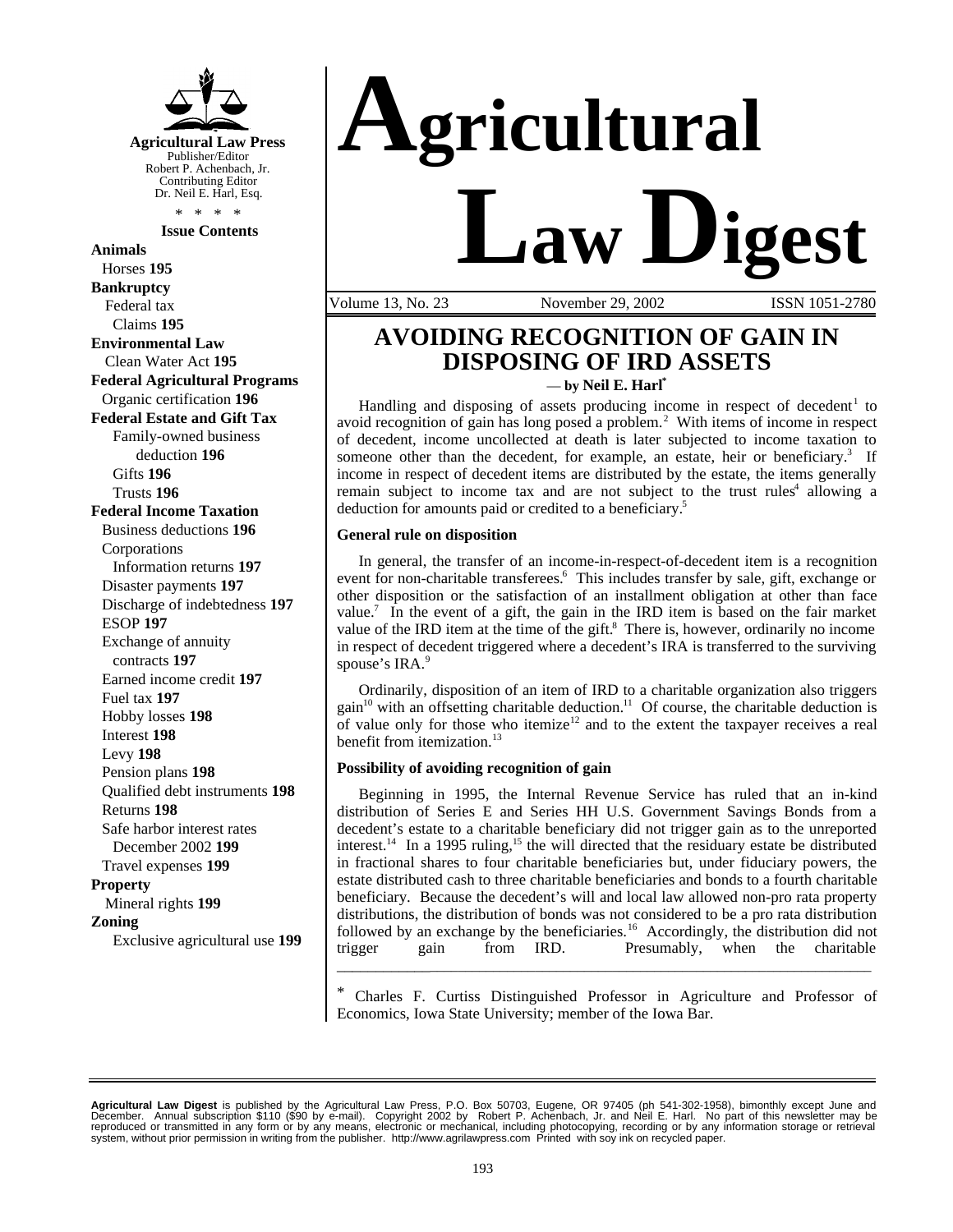**Agricultural Law Press**
Publisher/Editor
Robert P. Achenbach, Jr.
Contributing Editor
Dr. Neil E. Harl, Esq.

\* \* \* \*

**Issue Contents**

**Animals**
Horses **195**
**Bankruptcy**
Federal tax
Claims **195**
**Environmental Law**
Clean Water Act **195**
**Federal Agricultural Programs**
Organic certification **196**
**Federal Estate and Gift Tax**
Family-owned business deduction **196**
Gifts **196**
Trusts **196**
**Federal Income Taxation**
Business deductions **196**
Corporations
Information returns **197**
Disaster payments **197**
Discharge of indebtedness **197**
ESOP **197**
Exchange of annuity contracts **197**
Earned income credit **197**
Fuel tax **197**
Hobby losses **198**
Interest **198**
Levy **198**
Pension plans **198**
Qualified debt instruments **198**
Returns **198**
Safe harbor interest rates December 2002 **199**
Travel expenses **199**
**Property**
Mineral rights **199**
**Zoning**
Exclusive agricultural use **199**

# Agricultural Law Digest

Volume 13, No. 23 November 29, 2002 ISSN 1051-2780

## AVOIDING RECOGNITION OF GAIN IN DISPOSING OF IRD ASSETS

— by Neil E. Harl*

Handling and disposing of assets producing income in respect of decedent[1] to avoid recognition of gain has long posed a problem.[2] With items of income in respect of decedent, income uncollected at death is later subjected to income taxation to someone other than the decedent, for example, an estate, heir or beneficiary.[3] If income in respect of decedent items are distributed by the estate, the items generally remain subject to income tax and are not subject to the trust rules[4] allowing a deduction for amounts paid or credited to a beneficiary.[5]

**General rule on disposition**

In general, the transfer of an income-in-respect-of-decedent item is a recognition event for non-charitable transferees.[6] This includes transfer by sale, gift, exchange or other disposition or the satisfaction of an installment obligation at other than face value.[7] In the event of a gift, the gain in the IRD item is based on the fair market value of the IRD item at the time of the gift.[8] There is, however, ordinarily no income in respect of decedent triggered where a decedent's IRA is transferred to the surviving spouse's IRA.[9]

Ordinarily, disposition of an item of IRD to a charitable organization also triggers gain[10] with an offsetting charitable deduction.[11] Of course, the charitable deduction is of value only for those who itemize[12] and to the extent the taxpayer receives a real benefit from itemization.[13]

**Possibility of avoiding recognition of gain**

Beginning in 1995, the Internal Revenue Service has ruled that an in-kind distribution of Series E and Series HH U.S. Government Savings Bonds from a decedent's estate to a charitable beneficiary did not trigger gain as to the unreported interest.[14] In a 1995 ruling,[15] the will directed that the residuary estate be distributed in fractional shares to four charitable beneficiaries but, under fiduciary powers, the estate distributed cash to three charitable beneficiaries and bonds to a fourth charitable beneficiary. Because the decedent's will and local law allowed non-pro rata property distributions, the distribution of bonds was not considered to be a pro rata distribution followed by an exchange by the beneficiaries.[16] Accordingly, the distribution did not trigger gain from IRD. Presumably, when the charitable

\* Charles F. Curtiss Distinguished Professor in Agriculture and Professor of Economics, Iowa State University; member of the Iowa Bar.

**Agricultural Law Digest** is published by the Agricultural Law Press, P.O. Box 50703, Eugene, OR 97405 (ph 541-302-1958), bimonthly except June and December. Annual subscription $110 ($90 by e-mail). Copyright 2002 by Robert P. Achenbach, Jr. and Neil E. Harl. No part of this newsletter may be reproduced or transmitted in any form or by any means, electronic or mechanical, including photocopying, recording or by any information storage or retrieval system, without prior permission in writing from the publisher. http://www.agrilawpress.com Printed with soy ink on recycled paper.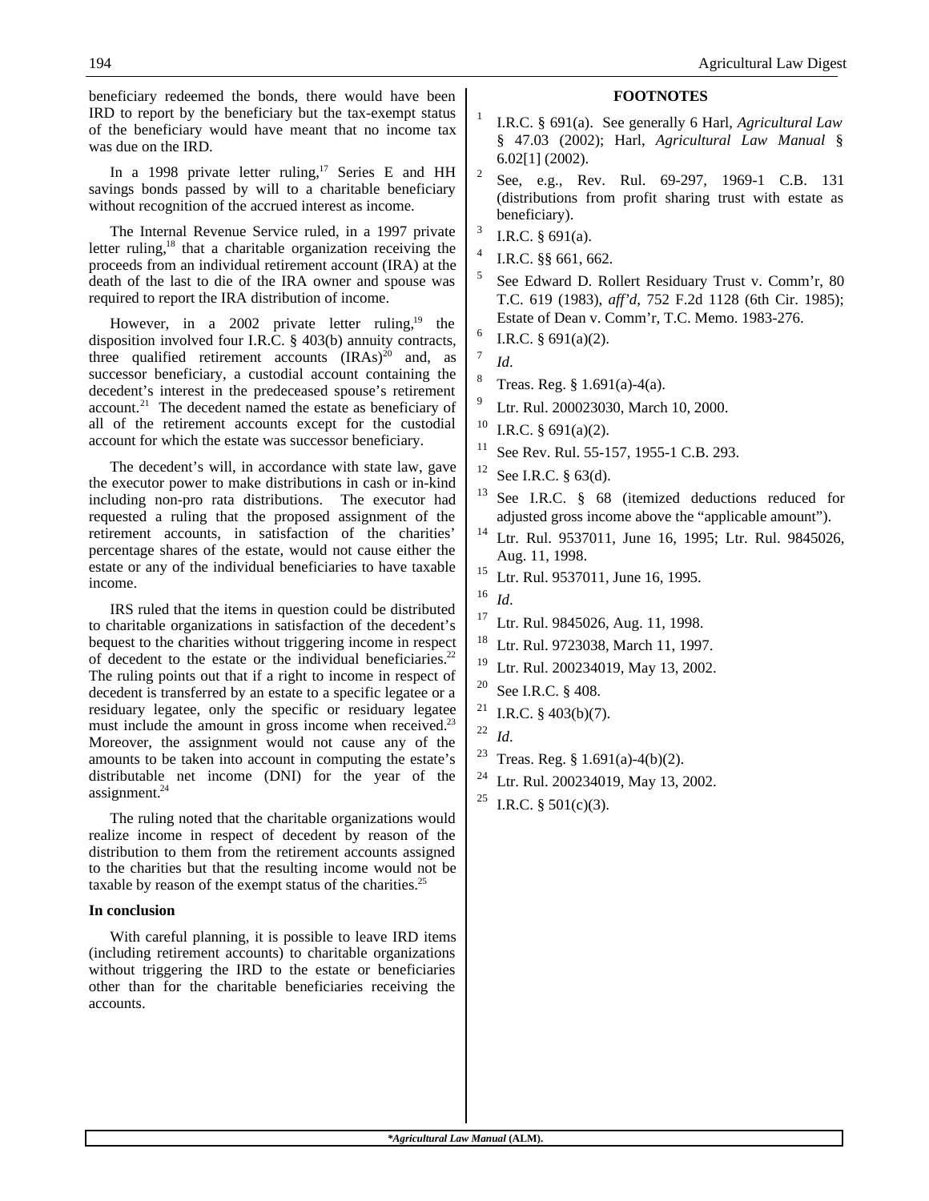beneficiary redeemed the bonds, there would have been IRD to report by the beneficiary but the tax-exempt status of the beneficiary would have meant that no income tax was due on the IRD.

In a 1998 private letter ruling,[17] Series E and HH savings bonds passed by will to a charitable beneficiary without recognition of the accrued interest as income.

The Internal Revenue Service ruled, in a 1997 private letter ruling,[18] that a charitable organization receiving the proceeds from an individual retirement account (IRA) at the death of the last to die of the IRA owner and spouse was required to report the IRA distribution of income.

However, in a 2002 private letter ruling,[19] the disposition involved four I.R.C. § 403(b) annuity contracts, three qualified retirement accounts (IRAs)[20] and, as successor beneficiary, a custodial account containing the decedent's interest in the predeceased spouse's retirement account.[21] The decedent named the estate as beneficiary of all of the retirement accounts except for the custodial account for which the estate was successor beneficiary.

The decedent's will, in accordance with state law, gave the executor power to make distributions in cash or in-kind including non-pro rata distributions. The executor had requested a ruling that the proposed assignment of the retirement accounts, in satisfaction of the charities' percentage shares of the estate, would not cause either the estate or any of the individual beneficiaries to have taxable income.

IRS ruled that the items in question could be distributed to charitable organizations in satisfaction of the decedent's bequest to the charities without triggering income in respect of decedent to the estate or the individual beneficiaries.[22] The ruling points out that if a right to income in respect of decedent is transferred by an estate to a specific legatee or a residuary legatee, only the specific or residuary legatee must include the amount in gross income when received.[23] Moreover, the assignment would not cause any of the amounts to be taken into account in computing the estate's distributable net income (DNI) for the year of the assignment.[24]

The ruling noted that the charitable organizations would realize income in respect of decedent by reason of the distribution to them from the retirement accounts assigned to the charities but that the resulting income would not be taxable by reason of the exempt status of the charities.[25]

**In conclusion**

With careful planning, it is possible to leave IRD items (including retirement accounts) to charitable organizations without triggering the IRD to the estate or beneficiaries other than for the charitable beneficiaries receiving the accounts.

**FOOTNOTES**

1. I.R.C. § 691(a). See generally 6 Harl, *Agricultural Law* § 47.03 (2002); Harl, *Agricultural Law Manual* § 6.02[1] (2002).
2. See, e.g., Rev. Rul. 69-297, 1969-1 C.B. 131 (distributions from profit sharing trust with estate as beneficiary).
3. I.R.C. § 691(a).
4. I.R.C. §§ 661, 662.
5. See Edward D. Rollert Residuary Trust v. Comm'r, 80 T.C. 619 (1983), *aff'd*, 752 F.2d 1128 (6th Cir. 1985); Estate of Dean v. Comm'r, T.C. Memo. 1983-276.
6. I.R.C. § 691(a)(2).
7. *Id*.
8. Treas. Reg. § 1.691(a)-4(a).
9. Ltr. Rul. 200023030, March 10, 2000.
10. I.R.C. § 691(a)(2).
11. See Rev. Rul. 55-157, 1955-1 C.B. 293.
12. See I.R.C. § 63(d).
13. See I.R.C. § 68 (itemized deductions reduced for adjusted gross income above the "applicable amount").
14. Ltr. Rul. 9537011, June 16, 1995; Ltr. Rul. 9845026, Aug. 11, 1998.
15. Ltr. Rul. 9537011, June 16, 1995.
16. *Id*.
17. Ltr. Rul. 9845026, Aug. 11, 1998.
18. Ltr. Rul. 9723038, March 11, 1997.
19. Ltr. Rul. 200234019, May 13, 2002.
20. See I.R.C. § 408.
21. I.R.C. § 403(b)(7).
22. *Id*.
23. Treas. Reg. § 1.691(a)-4(b)(2).
24. Ltr. Rul. 200234019, May 13, 2002.
25. I.R.C. § 501(c)(3).

\* ***Agricultural Law Manual*** **(ALM).**